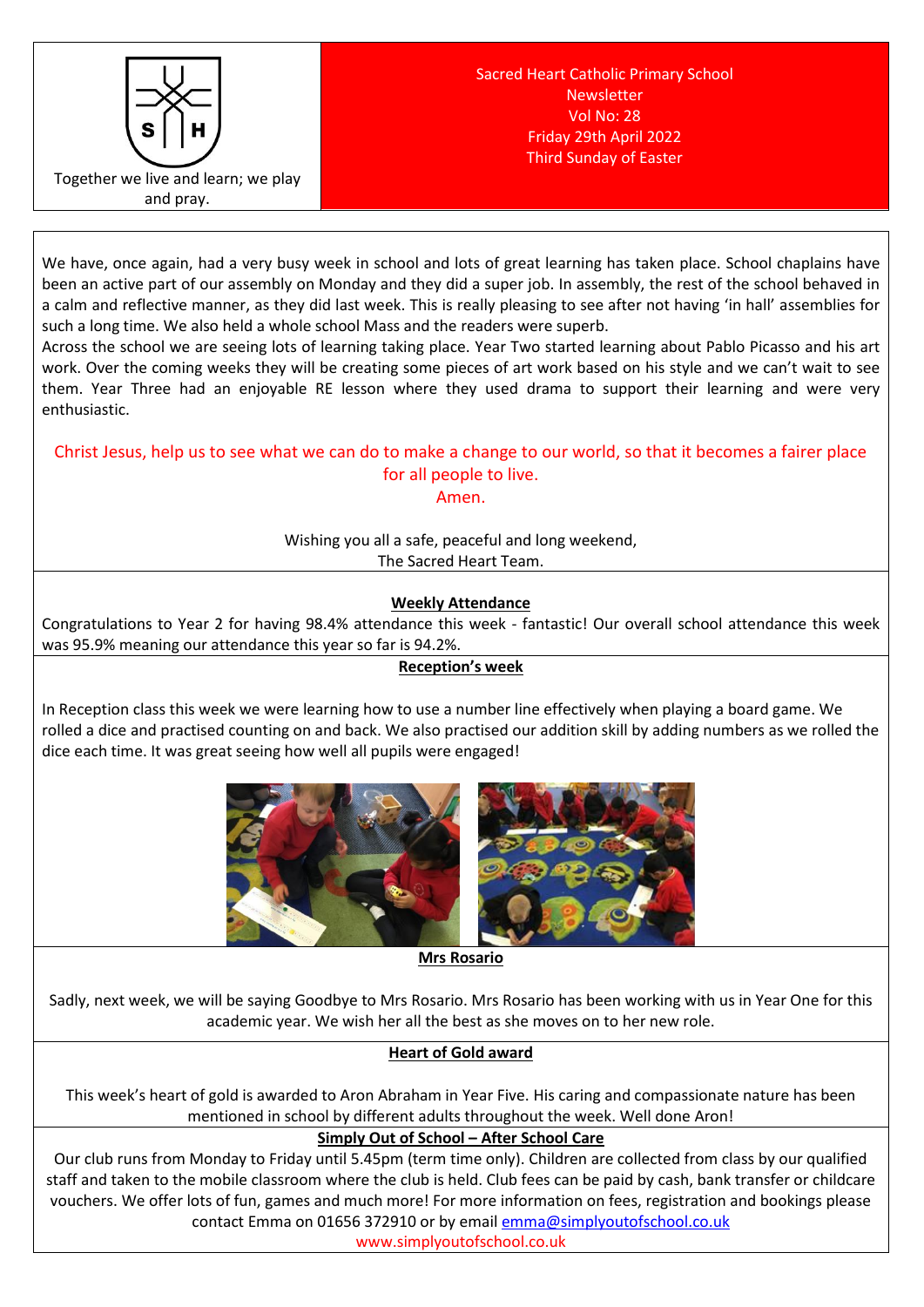Together we live and learn; we play and pray.

Sacred Heart Catholic Primary School
Newsletter
Vol No: 28
Friday 29th April 2022
Third Sunday of Easter

We have, once again, had a very busy week in school and lots of great learning has taken place. School chaplains have been an active part of our assembly on Monday and they did a super job. In assembly, the rest of the school behaved in a calm and reflective manner, as they did last week. This is really pleasing to see after not having 'in hall' assemblies for such a long time. We also held a whole school Mass and the readers were superb.
Across the school we are seeing lots of learning taking place. Year Two started learning about Pablo Picasso and his art work. Over the coming weeks they will be creating some pieces of art work based on his style and we can't wait to see them. Year Three had an enjoyable RE lesson where they used drama to support their learning and were very enthusiastic.

Christ Jesus, help us to see what we can do to make a change to our world, so that it becomes a fairer place for all people to live.
Amen.

Wishing you all a safe, peaceful and long weekend,
The Sacred Heart Team.

## Weekly Attendance

Congratulations to Year 2 for having 98.4% attendance this week - fantastic! Our overall school attendance this week was 95.9% meaning our attendance this year so far is 94.2%.

## Reception's week

In Reception class this week we were learning how to use a number line effectively when playing a board game. We rolled a dice and practised counting on and back. We also practised our addition skill by adding numbers as we rolled the dice each time. It was great seeing how well all pupils were engaged!

## Mrs Rosario

Sadly, next week, we will be saying Goodbye to Mrs Rosario. Mrs Rosario has been working with us in Year One for this academic year. We wish her all the best as she moves on to her new role.

## Heart of Gold award

This week's heart of gold is awarded to Aron Abraham in Year Five. His caring and compassionate nature has been mentioned in school by different adults throughout the week. Well done Aron!

## Simply Out of School – After School Care

Our club runs from Monday to Friday until 5.45pm (term time only). Children are collected from class by our qualified staff and taken to the mobile classroom where the club is held. Club fees can be paid by cash, bank transfer or childcare vouchers. We offer lots of fun, games and much more! For more information on fees, registration and bookings please contact Emma on 01656 372910 or by email emma@simplyoutofschool.co.uk
www.simplyoutofschool.co.uk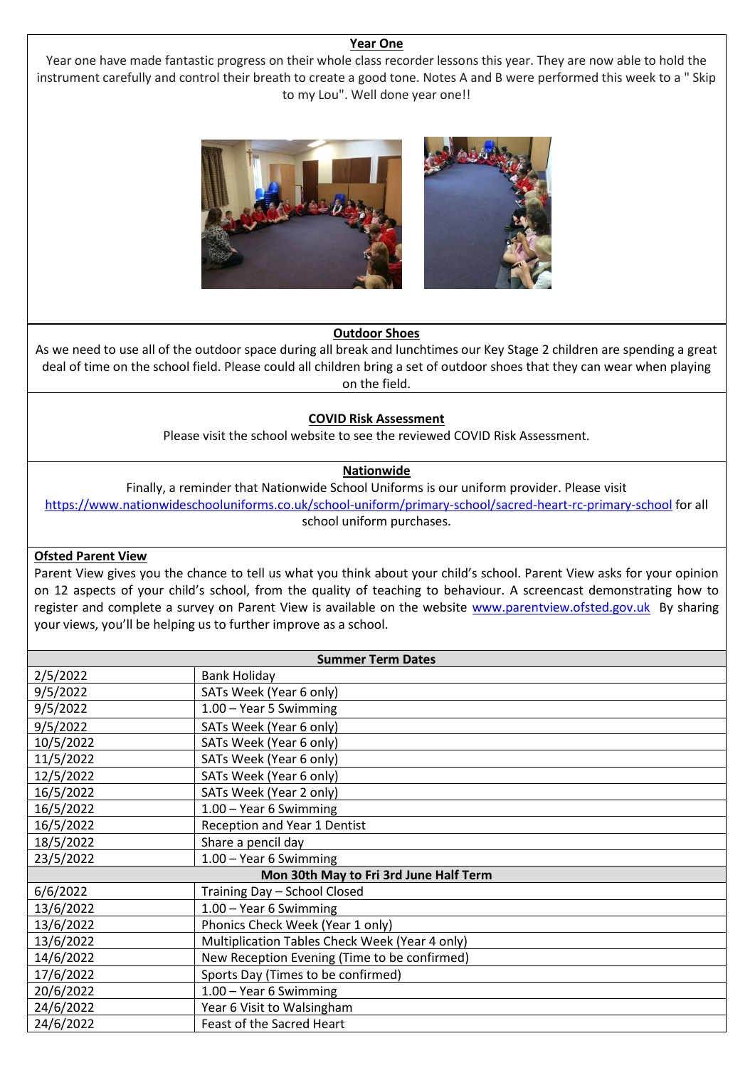**Year One**

Year one have made fantastic progress on their whole class recorder lessons this year. They are now able to hold the instrument carefully and control their breath to create a good tone. Notes A and B were performed this week to a " Skip to my Lou". Well done year one!!

**Outdoor Shoes**

As we need to use all of the outdoor space during all break and lunchtimes our Key Stage 2 children are spending a great deal of time on the school field. Please could all children bring a set of outdoor shoes that they can wear when playing on the field.

**COVID Risk Assessment**

Please visit the school website to see the reviewed COVID Risk Assessment.

**Nationwide**

Finally, a reminder that Nationwide School Uniforms is our uniform provider. Please visit https://www.nationwideschooluniforms.co.uk/school-uniform/primary-school/sacred-heart-rc-primary-school for all school uniform purchases.

**Ofsted Parent View**

Parent View gives you the chance to tell us what you think about your child's school. Parent View asks for your opinion on 12 aspects of your child's school, from the quality of teaching to behaviour. A screencast demonstrating how to register and complete a survey on Parent View is available on the website www.parentview.ofsted.gov.uk By sharing your views, you'll be helping us to further improve as a school.

| Summer Term Dates | |
|---|---|
| 2/5/2022 | Bank Holiday |
| 9/5/2022 | SATs Week (Year 6 only) |
| 9/5/2022 | 1.00 – Year 5 Swimming |
| 9/5/2022 | SATs Week (Year 6 only) |
| 10/5/2022 | SATs Week (Year 6 only) |
| 11/5/2022 | SATs Week (Year 6 only) |
| 12/5/2022 | SATs Week (Year 6 only) |
| 16/5/2022 | SATs Week (Year 2 only) |
| 16/5/2022 | 1.00 – Year 6 Swimming |
| 16/5/2022 | Reception and Year 1 Dentist |
| 18/5/2022 | Share a pencil day |
| 23/5/2022 | 1.00 – Year 6 Swimming |
| **Mon 30th May to Fri 3rd June Half Term** | |
| 6/6/2022 | Training Day – School Closed |
| 13/6/2022 | 1.00 – Year 6 Swimming |
| 13/6/2022 | Phonics Check Week (Year 1 only) |
| 13/6/2022 | Multiplication Tables Check Week (Year 4 only) |
| 14/6/2022 | New Reception Evening (Time to be confirmed) |
| 17/6/2022 | Sports Day (Times to be confirmed) |
| 20/6/2022 | 1.00 – Year 6 Swimming |
| 24/6/2022 | Year 6 Visit to Walsingham |
| 24/6/2022 | Feast of the Sacred Heart |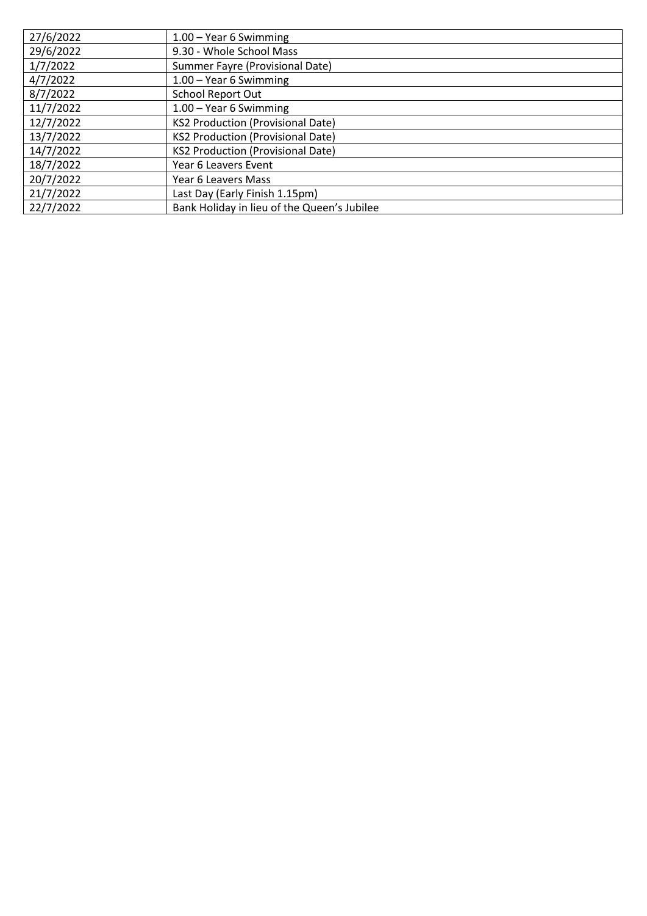| | |
|---|---|
| 27/6/2022 | 1.00 – Year 6 Swimming |
| 29/6/2022 | 9.30 - Whole School Mass |
| 1/7/2022 | Summer Fayre (Provisional Date) |
| 4/7/2022 | 1.00 – Year 6 Swimming |
| 8/7/2022 | School Report Out |
| 11/7/2022 | 1.00 – Year 6 Swimming |
| 12/7/2022 | KS2 Production (Provisional Date) |
| 13/7/2022 | KS2 Production (Provisional Date) |
| 14/7/2022 | KS2 Production (Provisional Date) |
| 18/7/2022 | Year 6 Leavers Event |
| 20/7/2022 | Year 6 Leavers Mass |
| 21/7/2022 | Last Day (Early Finish 1.15pm) |
| 22/7/2022 | Bank Holiday in lieu of the Queen's Jubilee |